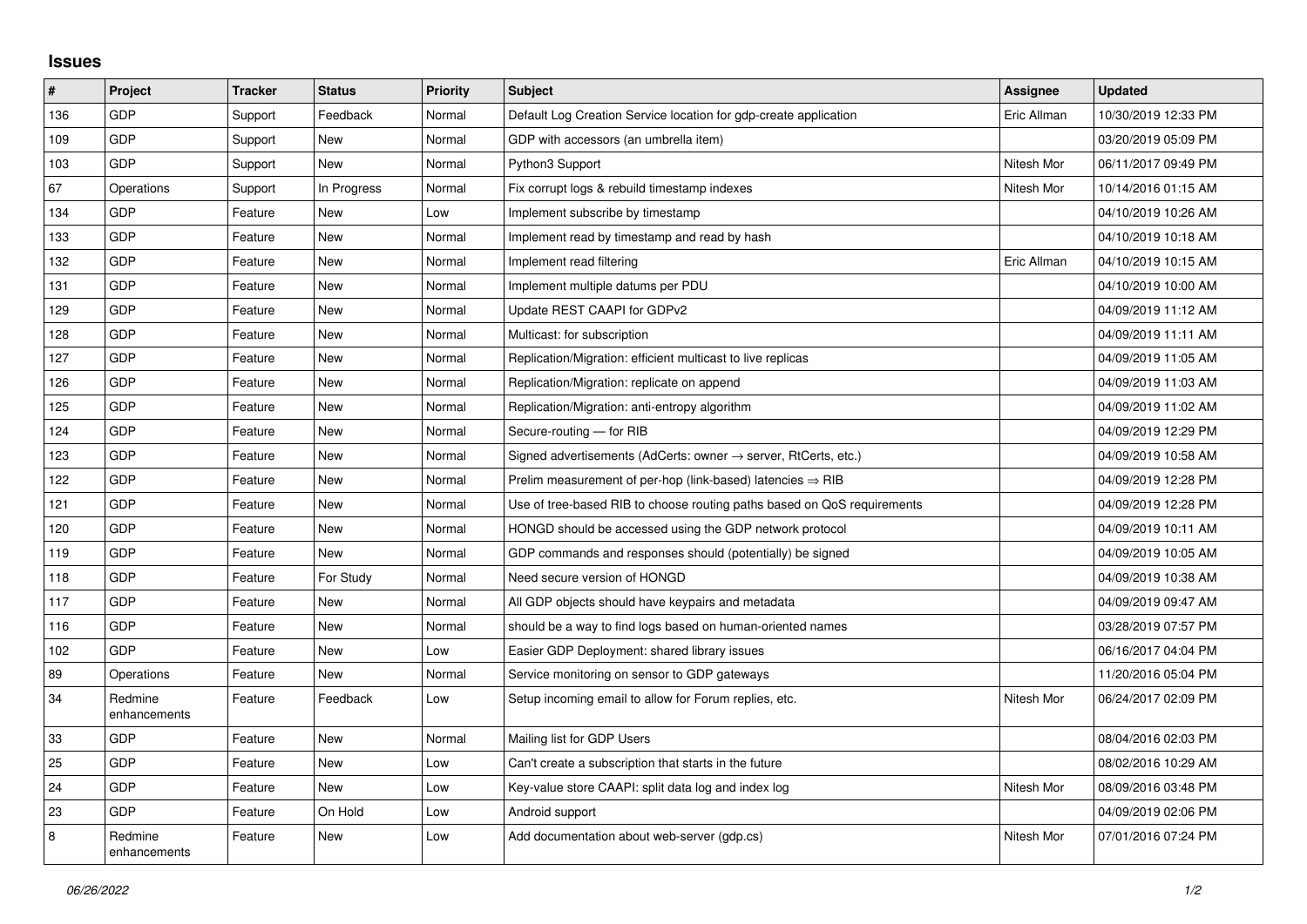## Issues

| # | Project | Tracker | Status | Priority | Subject | Assignee | Updated |
|---|---|---|---|---|---|---|---|
| 136 | GDP | Support | Feedback | Normal | Default Log Creation Service location for gdp-create application | Eric Allman | 10/30/2019 12:33 PM |
| 109 | GDP | Support | New | Normal | GDP with accessors (an umbrella item) | | 03/20/2019 05:09 PM |
| 103 | GDP | Support | New | Normal | Python3 Support | Nitesh Mor | 06/11/2017 09:49 PM |
| 67 | Operations | Support | In Progress | Normal | Fix corrupt logs & rebuild timestamp indexes | Nitesh Mor | 10/14/2016 01:15 AM |
| 134 | GDP | Feature | New | Low | Implement subscribe by timestamp | | 04/10/2019 10:26 AM |
| 133 | GDP | Feature | New | Normal | Implement read by timestamp and read by hash | | 04/10/2019 10:18 AM |
| 132 | GDP | Feature | New | Normal | Implement read filtering | Eric Allman | 04/10/2019 10:15 AM |
| 131 | GDP | Feature | New | Normal | Implement multiple datums per PDU | | 04/10/2019 10:00 AM |
| 129 | GDP | Feature | New | Normal | Update REST CAAPI for GDPv2 | | 04/09/2019 11:12 AM |
| 128 | GDP | Feature | New | Normal | Multicast: for subscription | | 04/09/2019 11:11 AM |
| 127 | GDP | Feature | New | Normal | Replication/Migration: efficient multicast to live replicas | | 04/09/2019 11:05 AM |
| 126 | GDP | Feature | New | Normal | Replication/Migration: replicate on append | | 04/09/2019 11:03 AM |
| 125 | GDP | Feature | New | Normal | Replication/Migration: anti-entropy algorithm | | 04/09/2019 11:02 AM |
| 124 | GDP | Feature | New | Normal | Secure-routing — for RIB | | 04/09/2019 12:29 PM |
| 123 | GDP | Feature | New | Normal | Signed advertisements (AdCerts: owner → server, RtCerts, etc.) | | 04/09/2019 10:58 AM |
| 122 | GDP | Feature | New | Normal | Prelim measurement of per-hop (link-based) latencies ⇒ RIB | | 04/09/2019 12:28 PM |
| 121 | GDP | Feature | New | Normal | Use of tree-based RIB to choose routing paths based on QoS requirements | | 04/09/2019 12:28 PM |
| 120 | GDP | Feature | New | Normal | HONGD should be accessed using the GDP network protocol | | 04/09/2019 10:11 AM |
| 119 | GDP | Feature | New | Normal | GDP commands and responses should (potentially) be signed | | 04/09/2019 10:05 AM |
| 118 | GDP | Feature | For Study | Normal | Need secure version of HONGD | | 04/09/2019 10:38 AM |
| 117 | GDP | Feature | New | Normal | All GDP objects should have keypairs and metadata | | 04/09/2019 09:47 AM |
| 116 | GDP | Feature | New | Normal | should be a way to find logs based on human-oriented names | | 03/28/2019 07:57 PM |
| 102 | GDP | Feature | New | Low | Easier GDP Deployment: shared library issues | | 06/16/2017 04:04 PM |
| 89 | Operations | Feature | New | Normal | Service monitoring on sensor to GDP gateways | | 11/20/2016 05:04 PM |
| 34 | Redmine enhancements | Feature | Feedback | Low | Setup incoming email to allow for Forum replies, etc. | Nitesh Mor | 06/24/2017 02:09 PM |
| 33 | GDP | Feature | New | Normal | Mailing list for GDP Users | | 08/04/2016 02:03 PM |
| 25 | GDP | Feature | New | Low | Can't create a subscription that starts in the future | | 08/02/2016 10:29 AM |
| 24 | GDP | Feature | New | Low | Key-value store CAAPI: split data log and index log | Nitesh Mor | 08/09/2016 03:48 PM |
| 23 | GDP | Feature | On Hold | Low | Android support | | 04/09/2019 02:06 PM |
| 8 | Redmine enhancements | Feature | New | Low | Add documentation about web-server (gdp.cs) | Nitesh Mor | 07/01/2016 07:24 PM |

*06/26/2022*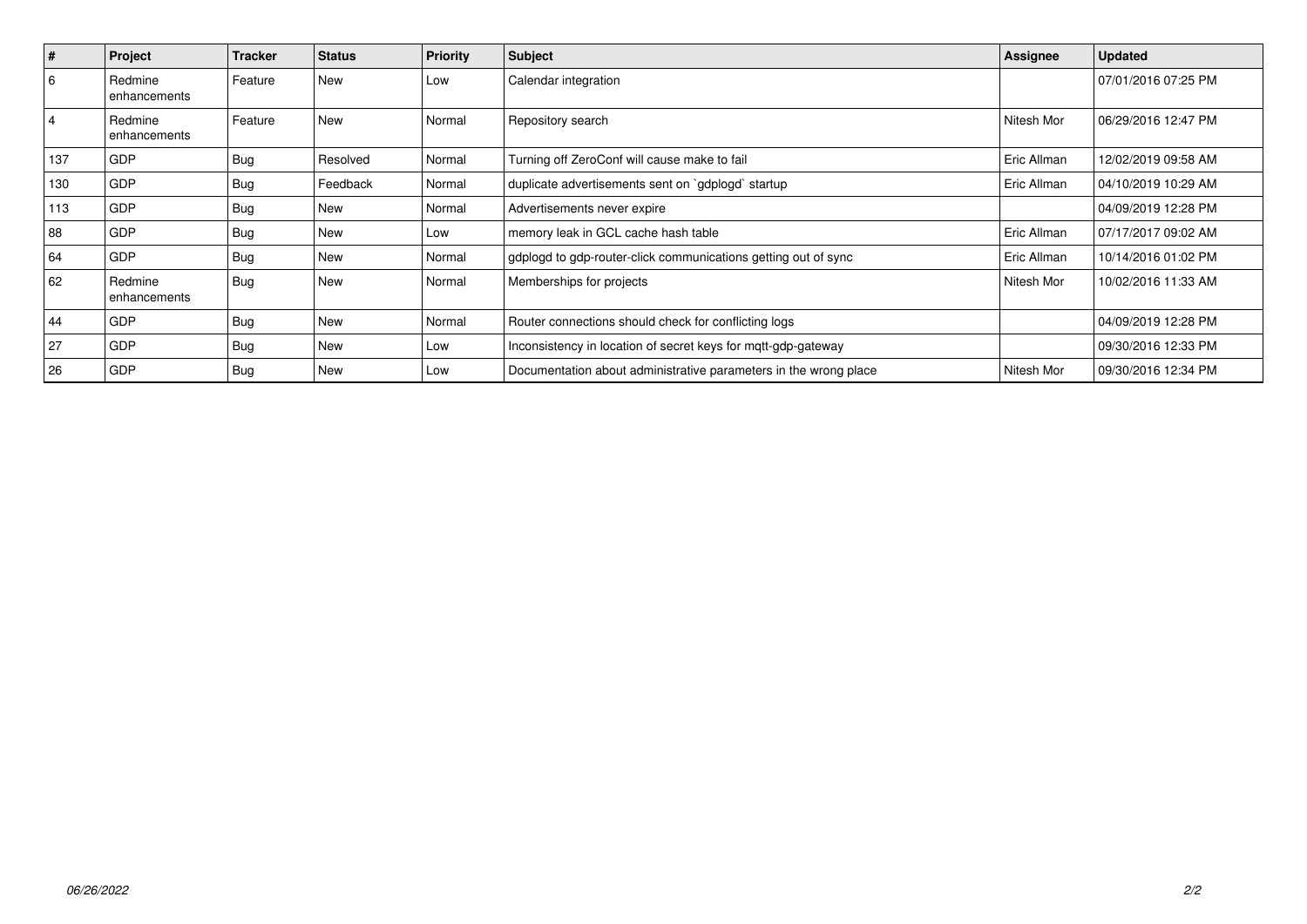| # | Project | Tracker | Status | Priority | Subject | Assignee | Updated |
|---|---|---|---|---|---|---|---|
| 6 | Redmine enhancements | Feature | New | Low | Calendar integration | | 07/01/2016 07:25 PM |
| 4 | Redmine enhancements | Feature | New | Normal | Repository search | Nitesh Mor | 06/29/2016 12:47 PM |
| 137 | GDP | Bug | Resolved | Normal | Turning off ZeroConf will cause make to fail | Eric Allman | 12/02/2019 09:58 AM |
| 130 | GDP | Bug | Feedback | Normal | duplicate advertisements sent on `gdplogd` startup | Eric Allman | 04/10/2019 10:29 AM |
| 113 | GDP | Bug | New | Normal | Advertisements never expire | | 04/09/2019 12:28 PM |
| 88 | GDP | Bug | New | Low | memory leak in GCL cache hash table | Eric Allman | 07/17/2017 09:02 AM |
| 64 | GDP | Bug | New | Normal | gdplogd to gdp-router-click communications getting out of sync | Eric Allman | 10/14/2016 01:02 PM |
| 62 | Redmine enhancements | Bug | New | Normal | Memberships for projects | Nitesh Mor | 10/02/2016 11:33 AM |
| 44 | GDP | Bug | New | Normal | Router connections should check for conflicting logs | | 04/09/2019 12:28 PM |
| 27 | GDP | Bug | New | Low | Inconsistency in location of secret keys for mqtt-gdp-gateway | | 09/30/2016 12:33 PM |
| 26 | GDP | Bug | New | Low | Documentation about administrative parameters in the wrong place | Nitesh Mor | 09/30/2016 12:34 PM |